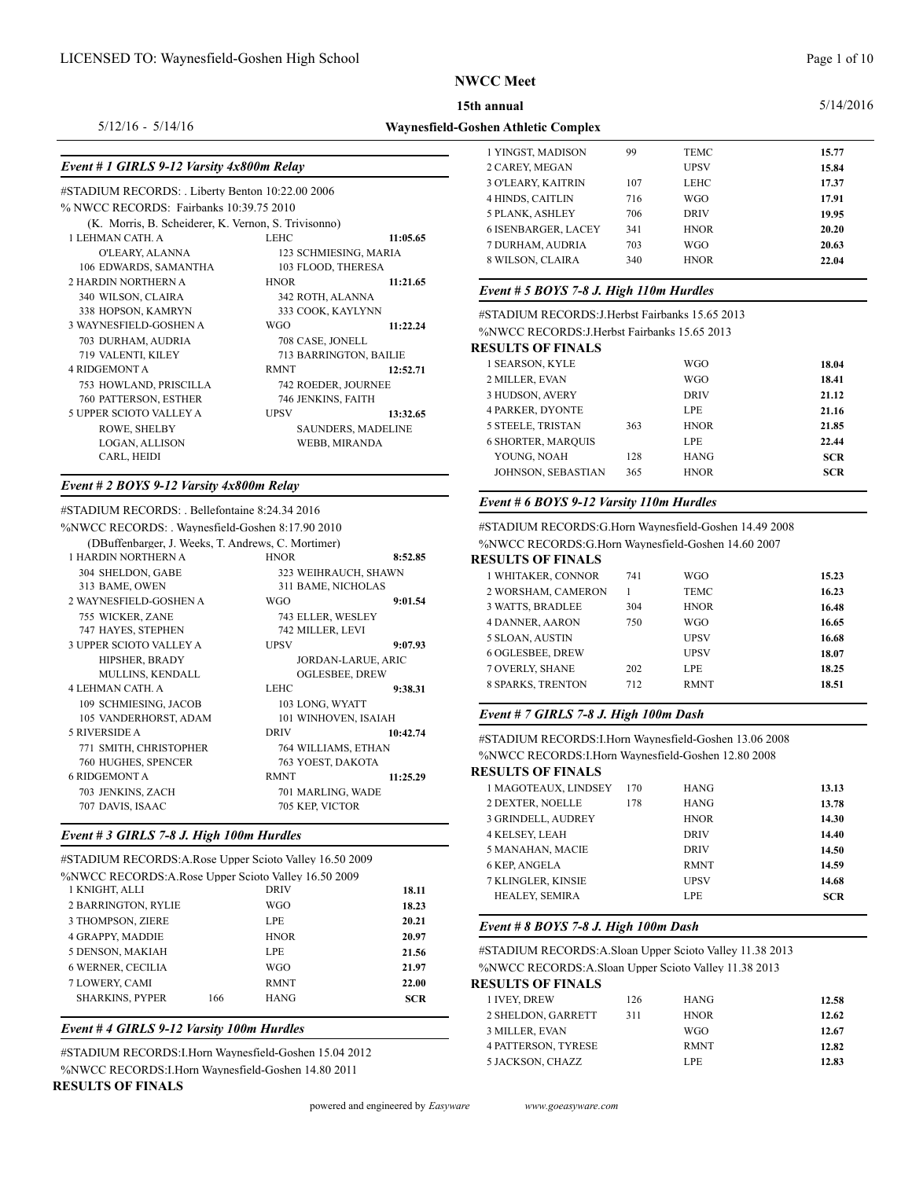# NWCC Meet

**15th annual**

**Waynesfield-Goshen Athletic Complex**

5/12/16 - 5/14/16

5/14/2016

### *Event # 1 GIRLS 9-12 Varsity 4x800m Relay*

#STADIUM RECORDS: . Liberty Benton 10:22.00 2006

% NWCC RECORDS: Fairbanks 10:39.75 2010

(K. Morris, B. Scheiderer, K. Vernon, S. Trivisonno)

| Place | Team | Code | Time |
|---|---|---|---|
| 1 | LEHMAN CATH. A | LEHC | **11:05.65** |
| | O'LEARY, ALANNA | 123 SCHMIESING, MARIA | |
| | 106 EDWARDS, SAMANTHA | 103 FLOOD, THERESA | |
| 2 | HARDIN NORTHERN A | HNOR | **11:21.65** |
| | 340 WILSON, CLAIRA | 342 ROTH, ALANNA | |
| | 338 HOPSON, KAMRYN | 333 COOK, KAYLYNN | |
| 3 | WAYNESFIELD-GOSHEN A | WGO | **11:22.24** |
| | 703 DURHAM, AUDRIA | 708 CASE, JONELL | |
| | 719 VALENTI, KILEY | 713 BARRINGTON, BAILIE | |
| 4 | RIDGEMONT A | RMNT | **12:52.71** |
| | 753 HOWLAND, PRISCILLA | 742 ROEDER, JOURNEE | |
| | 760 PATTERSON, ESTHER | 746 JENKINS, FAITH | |
| 5 | UPPER SCIOTO VALLEY A | UPSV | **13:32.65** |
| | ROWE, SHELBY | SAUNDERS, MADELINE | |
| | LOGAN, ALLISON | WEBB, MIRANDA | |
| | CARL, HEIDI | | |

### *Event # 2 BOYS 9-12 Varsity 4x800m Relay*

#STADIUM RECORDS: . Bellefontaine 8:24.34 2016

%NWCC RECORDS: . Waynesfield-Goshen 8:17.90 2010

(DBuffenbarger, J. Weeks, T. Andrews, C. Mortimer)

| Place | Team | Code | Time |
|---|---|---|---|
| 1 | HARDIN NORTHERN A | HNOR | **8:52.85** |
| | 304 SHELDON, GABE | 323 WEIHRAUCH, SHAWN | |
| | 313 BAME, OWEN | 311 BAME, NICHOLAS | |
| 2 | WAYNESFIELD-GOSHEN A | WGO | **9:01.54** |
| | 755 WICKER, ZANE | 743 ELLER, WESLEY | |
| | 747 HAYES, STEPHEN | 742 MILLER, LEVI | |
| 3 | UPPER SCIOTO VALLEY A | UPSV | **9:07.93** |
| | HIPSHER, BRADY | JORDAN-LARUE, ARIC | |
| | MULLINS, KENDALL | OGLESBEE, DREW | |
| 4 | LEHMAN CATH. A | LEHC | **9:38.31** |
| | 109 SCHMIESING, JACOB | 103 LONG, WYATT | |
| | 105 VANDERHORST, ADAM | 101 WINHOVEN, ISAIAH | |
| 5 | RIVERSIDE A | DRIV | **10:42.74** |
| | 771 SMITH, CHRISTOPHER | 764 WILLIAMS, ETHAN | |
| | 760 HUGHES, SPENCER | 763 YOEST, DAKOTA | |
| 6 | RIDGEMONT A | RMNT | **11:25.29** |
| | 703 JENKINS, ZACH | 701 MARLING, WADE | |
| | 707 DAVIS, ISAAC | 705 KEP, VICTOR | |

### *Event # 3 GIRLS 7-8 J. High 100m Hurdles*

#STADIUM RECORDS:A.Rose Upper Scioto Valley 16.50 2009

%NWCC RECORDS:A.Rose Upper Scioto Valley 16.50 2009

| Place | Name | No. | Team | Time |
|---|---|---|---|---|
| 1 | KNIGHT, ALLI | | DRIV | **18.11** |
| 2 | BARRINGTON, RYLIE | | WGO | **18.23** |
| 3 | THOMPSON, ZIERE | | LPE | **20.21** |
| 4 | GRAPPY, MADDIE | | HNOR | **20.97** |
| 5 | DENSON, MAKIAH | | LPE | **21.56** |
| 6 | WERNER, CECILIA | | WGO | **21.97** |
| 7 | LOWERY, CAMI | | RMNT | **22.00** |
| | SHARKINS, PYPER | 166 | HANG | **SCR** |

### *Event # 4 GIRLS 9-12 Varsity 100m Hurdles*

#STADIUM RECORDS:I.Horn Waynesfield-Goshen 15.04 2012

%NWCC RECORDS:I.Horn Waynesfield-Goshen 14.80 2011

**RESULTS OF FINALS**

| Place | Name | No. | Team | Time |
|---|---|---|---|---|
| 1 | YINGST, MADISON | 99 | TEMC | **15.77** |
| 2 | CAREY, MEGAN | | UPSV | **15.84** |
| 3 | O'LEARY, KAITRIN | 107 | LEHC | **17.37** |
| 4 | HINDS, CAITLIN | 716 | WGO | **17.91** |
| 5 | PLANK, ASHLEY | 706 | DRIV | **19.95** |
| 6 | ISENBARGER, LACEY | 341 | HNOR | **20.20** |
| 7 | DURHAM, AUDRIA | 703 | WGO | **20.63** |
| 8 | WILSON, CLAIRA | 340 | HNOR | **22.04** |

### *Event # 5 BOYS 7-8 J. High 110m Hurdles*

#STADIUM RECORDS:J.Herbst Fairbanks 15.65 2013

%NWCC RECORDS:J.Herbst Fairbanks 15.65 2013

**RESULTS OF FINALS**

| Place | Name | No. | Team | Time |
|---|---|---|---|---|
| 1 | SEARSON, KYLE | | WGO | **18.04** |
| 2 | MILLER, EVAN | | WGO | **18.41** |
| 3 | HUDSON, AVERY | | DRIV | **21.12** |
| 4 | PARKER, DYONTE | | LPE | **21.16** |
| 5 | STEELE, TRISTAN | 363 | HNOR | **21.85** |
| 6 | SHORTER, MARQUIS | | LPE | **22.44** |
| | YOUNG, NOAH | 128 | HANG | **SCR** |
| | JOHNSON, SEBASTIAN | 365 | HNOR | **SCR** |

### *Event # 6 BOYS 9-12 Varsity 110m Hurdles*

#STADIUM RECORDS:G.Horn Waynesfield-Goshen 14.49 2008

%NWCC RECORDS:G.Horn Waynesfield-Goshen 14.60 2007

**RESULTS OF FINALS**

| Place | Name | No. | Team | Time |
|---|---|---|---|---|
| 1 | WHITAKER, CONNOR | 741 | WGO | **15.23** |
| 2 | WORSHAM, CAMERON | 1 | TEMC | **16.23** |
| 3 | WATTS, BRADLEE | 304 | HNOR | **16.48** |
| 4 | DANNER, AARON | 750 | WGO | **16.65** |
| 5 | SLOAN, AUSTIN | | UPSV | **16.68** |
| 6 | OGLESBEE, DREW | | UPSV | **18.07** |
| 7 | OVERLY, SHANE | 202 | LPE | **18.25** |
| 8 | SPARKS, TRENTON | 712 | RMNT | **18.51** |

### *Event # 7 GIRLS 7-8 J. High 100m Dash*

#STADIUM RECORDS:I.Horn Waynesfield-Goshen 13.06 2008

%NWCC RECORDS:I.Horn Waynesfield-Goshen 12.80 2008

**RESULTS OF FINALS**

| Place | Name | No. | Team | Time |
|---|---|---|---|---|
| 1 | MAGOTEAUX, LINDSEY | 170 | HANG | **13.13** |
| 2 | DEXTER, NOELLE | 178 | HANG | **13.78** |
| 3 | GRINDELL, AUDREY | | HNOR | **14.30** |
| 4 | KELSEY, LEAH | | DRIV | **14.40** |
| 5 | MANAHAN, MACIE | | DRIV | **14.50** |
| 6 | KEP, ANGELA | | RMNT | **14.59** |
| 7 | KLINGLER, KINSIE | | UPSV | **14.68** |
| | HEALEY, SEMIRA | | LPE | **SCR** |

### *Event # 8 BOYS 7-8 J. High 100m Dash*

#STADIUM RECORDS:A.Sloan Upper Scioto Valley 11.38 2013

%NWCC RECORDS:A.Sloan Upper Scioto Valley 11.38 2013

**RESULTS OF FINALS**

| Place | Name | No. | Team | Time |
|---|---|---|---|---|
| 1 | IVEY, DREW | 126 | HANG | **12.58** |
| 2 | SHELDON, GARRETT | 311 | HNOR | **12.62** |
| 3 | MILLER, EVAN | | WGO | **12.67** |
| 4 | PATTERSON, TYRESE | | RMNT | **12.82** |
| 5 | JACKSON, CHAZZ | | LPE | **12.83** |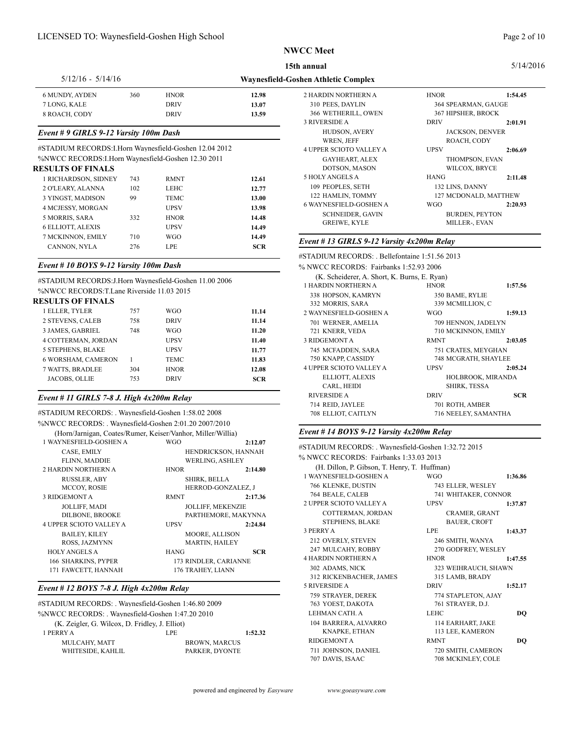## NWCC Meet

**15th annual**

5/12/16 - 5/14/16 — **Waynesfield-Goshen Athletic Complex**

| | | | |
|---|---|---|---|
| 6 MUNDY, AYDEN | 360 | HNOR | **12.98** |
| 7 LONG, KALE | | DRIV | **13.07** |
| 8 ROACH, CODY | | DRIV | **13.59** |

### *Event # 9 GIRLS 9-12 Varsity 100m Dash*

#STADIUM RECORDS:I.Horn Waynesfield-Goshen 12.04 2012
%NWCC RECORDS:I.Horn Waynesfield-Goshen 12.30 2011

**RESULTS OF FINALS**

| | | | |
|---|---|---|---|
| 1 RICHARDSON, SIDNEY | 743 | RMNT | **12.61** |
| 2 O'LEARY, ALANNA | 102 | LEHC | **12.77** |
| 3 YINGST, MADISON | 99 | TEMC | **13.00** |
| 4 MCJESSY, MORGAN | | UPSV | **13.98** |
| 5 MORRIS, SARA | 332 | HNOR | **14.48** |
| 6 ELLIOTT, ALEXIS | | UPSV | **14.49** |
| 7 MCKINNON, EMILY | 710 | WGO | **14.49** |
| CANNON, NYLA | 276 | LPE | **SCR** |

### *Event # 10 BOYS 9-12 Varsity 100m Dash*

#STADIUM RECORDS:J.Horn Waynesfield-Goshen 11.00 2006
%NWCC RECORDS:T.Lane Riverside 11.03 2015

**RESULTS OF FINALS**

| | | | |
|---|---|---|---|
| 1 ELLER, TYLER | 757 | WGO | **11.14** |
| 2 STEVENS, CALEB | 758 | DRIV | **11.14** |
| 3 JAMES, GABRIEL | 748 | WGO | **11.20** |
| 4 COTTERMAN, JORDAN | | UPSV | **11.40** |
| 5 STEPHENS, BLAKE | | UPSV | **11.77** |
| 6 WORSHAM, CAMERON | 1 | TEMC | **11.83** |
| 7 WATTS, BRADLEE | 304 | HNOR | **12.08** |
| JACOBS, OLLIE | 753 | DRIV | **SCR** |

### *Event # 11 GIRLS 7-8 J. High 4x200m Relay*

#STADIUM RECORDS: . Waynesfield-Goshen 1:58.02 2008
%NWCC RECORDS: . Waynesfield-Goshen 2:01.20 2007/2010
(Horn/Jarnigan, Coates/Rumer, Keiser/Vanhor, Miller/Willia)

| | | |
|---|---|---|
| 1 WAYNESFIELD-GOSHEN A | WGO | **2:12.07** |
| CASE, EMILY | HENDRICKSON, HANNAH | |
| FLINN, MADDIE | WERLING, ASHLEY | |
| 2 HARDIN NORTHERN A | HNOR | **2:14.80** |
| RUSSLER, ABY | SHIRK, BELLA | |
| MCCOY, ROSIE | HERROD-GONZALEZ, J | |
| 3 RIDGEMONT A | RMNT | **2:17.36** |
| JOLLIFF, MADI | JOLLIFF, MEKENZIE | |
| DILBONE, BROOKE | PARTHEMORE, MAKYNNA | |
| 4 UPPER SCIOTO VALLEY A | UPSV | **2:24.84** |
| BAILEY, KILEY | MOORE, ALLISON | |
| ROSS, JAZMYNN | MARTIN, HAILEY | |
| HOLY ANGELS A | HANG | **SCR** |
| 166 SHARKINS, PYPER | 173 RINDLER, CARIANNE | |
| 171 FAWCETT, HANNAH | 176 TRAHEY, LIANN | |

### *Event # 12 BOYS 7-8 J. High 4x200m Relay*

#STADIUM RECORDS: . Waynesfield-Goshen 1:46.80 2009
%NWCC RECORDS: . Waynesfield-Goshen 1:47.20 2010
(K. Zeigler, G. Wilcox, D. Fridley, J. Elliot)

| | | |
|---|---|---|
| 1 PERRY A | LPE | **1:52.32** |
| MULCAHY, MATT | BROWN, MARCUS | |
| WHITESIDE, KAHLIL | PARKER, DYONTE | |
| 2 HARDIN NORTHERN A | HNOR | **1:54.45** |
| 310 PEES, DAYLIN | 364 SPEARMAN, GAUGE | |
| 366 WETHERILL, OWEN | 367 HIPSHER, BROCK | |
| 3 RIVERSIDE A | DRIV | **2:01.91** |
| HUDSON, AVERY | JACKSON, DENVER | |
| WREN, JEFF | ROACH, CODY | |
| 4 UPPER SCIOTO VALLEY A | UPSV | **2:06.69** |
| GAYHEART, ALEX | THOMPSON, EVAN | |
| DOTSON, MASON | WILCOX, BRYCE | |
| 5 HOLY ANGELS A | HANG | **2:11.48** |
| 109 PEOPLES, SETH | 132 LINS, DANNY | |
| 122 HAMLIN, TOMMY | 127 MCDONALD, MATTHEW | |
| 6 WAYNESFIELD-GOSHEN A | WGO | **2:20.93** |
| SCHNEIDER, GAVIN | BURDEN, PEYTON | |
| GREIWE, KYLE | MILLER-, EVAN | |

### *Event # 13 GIRLS 9-12 Varsity 4x200m Relay*

#STADIUM RECORDS: . Bellefontaine 1:51.56 2013
% NWCC RECORDS: Fairbanks 1:52.93 2006
(K. Scheiderer, A. Short, K. Burns, E. Ryan)

| | | |
|---|---|---|
| 1 HARDIN NORTHERN A | HNOR | **1:57.56** |
| 338 HOPSON, KAMRYN | 350 BAME, RYLIE | |
| 332 MORRIS, SARA | 339 MCMILLION, C | |
| 2 WAYNESFIELD-GOSHEN A | WGO | **1:59.13** |
| 701 WERNER, AMELIA | 709 HENNON, JADELYN | |
| 721 KNERR, VEDA | 710 MCKINNON, EMILY | |
| 3 RIDGEMONT A | RMNT | **2:03.05** |
| 745 MCFADDEN, SARA | 751 CRATES, MEYGHAN | |
| 750 KNAPP, CASSIDY | 748 MCGRATH, SHAYLEE | |
| 4 UPPER SCIOTO VALLEY A | UPSV | **2:05.24** |
| ELLIOTT, ALEXIS | HOLBROOK, MIRANDA | |
| CARL, HEIDI | SHIRK, TESSA | |
| RIVERSIDE A | DRIV | **SCR** |
| 714 REID, JAYLEE | 701 ROTH, AMBER | |
| 708 ELLIOT, CAITLYN | 716 NEELEY, SAMANTHA | |

### *Event # 14 BOYS 9-12 Varsity 4x200m Relay*

#STADIUM RECORDS: . Waynesfield-Goshen 1:32.72 2015
% NWCC RECORDS: Fairbanks 1:33.03 2013
(H. Dillon, P. Gibson, T. Henry, T. Huffman)

| | | |
|---|---|---|
| 1 WAYNESFIELD-GOSHEN A | WGO | **1:36.86** |
| 766 KLENKE, DUSTIN | 743 ELLER, WESLEY | |
| 764 BEALE, CALEB | 741 WHITAKER, CONNOR | |
| 2 UPPER SCIOTO VALLEY A | UPSV | **1:37.87** |
| COTTERMAN, JORDAN | CRAMER, GRANT | |
| STEPHENS, BLAKE | BAUER, CROFT | |
| 3 PERRY A | LPE | **1:43.37** |
| 212 OVERLY, STEVEN | 246 SMITH, WANYA | |
| 247 MULCAHY, ROBBY | 270 GODFREY, WESLEY | |
| 4 HARDIN NORTHERN A | HNOR | **1:47.55** |
| 302 ADAMS, NICK | 323 WEIHRAUCH, SHAWN | |
| 312 RICKENBACHER, JAMES | 315 LAMB, BRADY | |
| 5 RIVERSIDE A | DRIV | **1:52.17** |
| 759 STRAYER, DEREK | 774 STAPLETON, AJAY | |
| 763 YOEST, DAKOTA | 761 STRAYER, D.J. | |
| LEHMAN CATH. A | LEHC | **DQ** |
| 104 BARRERA, ALVARRO | 114 EARHART, JAKE | |
| KNAPKE, ETHAN | 113 LEE, KAMERON | |
| RIDGEMONT A | RMNT | **DQ** |
| 711 JOHNSON, DANIEL | 720 SMITH, CAMERON | |
| 707 DAVIS, ISAAC | 708 MCKINLEY, COLE | |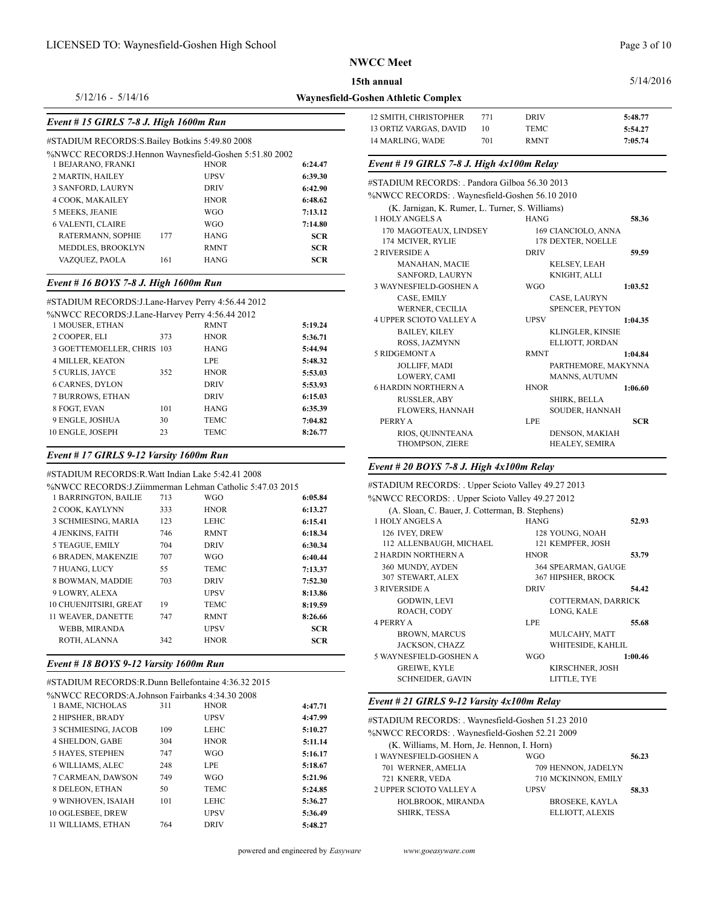# NWCC Meet

**15th annual**

**Waynesfield-Goshen Athletic Complex**

5/12/16 - 5/14/16

5/14/2016

### Event # 15 GIRLS 7-8 J. High 1600m Run

#STADIUM RECORDS:S.Bailey Botkins 5:49.80 2008

%NWCC RECORDS:J.Hennon Waynesfield-Goshen 5:51.80 2002

| Place | Name | No. | Team | Time |
|---|---|---|---|---|
| 1 | BEJARANO, FRANKI | | HNOR | 6:24.47 |
| 2 | MARTIN, HAILEY | | UPSV | 6:39.30 |
| 3 | SANFORD, LAURYN | | DRIV | 6:42.90 |
| 4 | COOK, MAKAILEY | | HNOR | 6:48.62 |
| 5 | MEEKS, JEANIE | | WGO | 7:13.12 |
| 6 | VALENTI, CLAIRE | | WGO | 7:14.80 |
| | RATERMANN, SOPHIE | 177 | HANG | SCR |
| | MEDDLES, BROOKLYN | | RMNT | SCR |
| | VAZQUEZ, PAOLA | 161 | HANG | SCR |

### Event # 16 BOYS 7-8 J. High 1600m Run

#STADIUM RECORDS:J.Lane-Harvey Perry 4:56.44 2012

%NWCC RECORDS:J.Lane-Harvey Perry 4:56.44 2012

| Place | Name | No. | Team | Time |
|---|---|---|---|---|
| 1 | MOUSER, ETHAN | | RMNT | 5:19.24 |
| 2 | COOPER, ELI | 373 | HNOR | 5:36.71 |
| 3 | GOETTEMOELLER, CHRIS | 103 | HANG | 5:44.94 |
| 4 | MILLER, KEATON | | LPE | 5:48.32 |
| 5 | CURLIS, JAYCE | 352 | HNOR | 5:53.03 |
| 6 | CARNES, DYLON | | DRIV | 5:53.93 |
| 7 | BURROWS, ETHAN | | DRIV | 6:15.03 |
| 8 | FOGT, EVAN | 101 | HANG | 6:35.39 |
| 9 | ENGLE, JOSHUA | 30 | TEMC | 7:04.82 |
| 10 | ENGLE, JOSEPH | 23 | TEMC | 8:26.77 |

### Event # 17 GIRLS 9-12 Varsity 1600m Run

#STADIUM RECORDS:R.Watt Indian Lake 5:42.41 2008

%NWCC RECORDS:J.Ziimmerman Lehman Catholic 5:47.03 2015

| Place | Name | No. | Team | Time |
|---|---|---|---|---|
| 1 | BARRINGTON, BAILIE | 713 | WGO | 6:05.84 |
| 2 | COOK, KAYLYNN | 333 | HNOR | 6:13.27 |
| 3 | SCHMIESING, MARIA | 123 | LEHC | 6:15.41 |
| 4 | JENKINS, FAITH | 746 | RMNT | 6:18.34 |
| 5 | TEAGUE, EMILY | 704 | DRIV | 6:30.34 |
| 6 | BRADEN, MAKENZIE | 707 | WGO | 6:40.44 |
| 7 | HUANG, LUCY | 55 | TEMC | 7:13.37 |
| 8 | BOWMAN, MADDIE | 703 | DRIV | 7:52.30 |
| 9 | LOWRY, ALEXA | | UPSV | 8:13.86 |
| 10 | CHUENJITSIRI, GREAT | 19 | TEMC | 8:19.59 |
| 11 | WEAVER, DANETTE | 747 | RMNT | 8:26.66 |
| | WEBB, MIRANDA | | UPSV | SCR |
| | ROTH, ALANNA | 342 | HNOR | SCR |

### Event # 18 BOYS 9-12 Varsity 1600m Run

#STADIUM RECORDS:R.Dunn Bellefontaine 4:36.32 2015

%NWCC RECORDS:A.Johnson Fairbanks 4:34.30 2008

| Place | Name | No. | Team | Time |
|---|---|---|---|---|
| 1 | BAME, NICHOLAS | 311 | HNOR | 4:47.71 |
| 2 | HIPSHER, BRADY | | UPSV | 4:47.99 |
| 3 | SCHMIESING, JACOB | 109 | LEHC | 5:10.27 |
| 4 | SHELDON, GABE | 304 | HNOR | 5:11.14 |
| 5 | HAYES, STEPHEN | 747 | WGO | 5:16.17 |
| 6 | WILLIAMS, ALEC | 248 | LPE | 5:18.67 |
| 7 | CARMEAN, DAWSON | 749 | WGO | 5:21.96 |
| 8 | DELEON, ETHAN | 50 | TEMC | 5:24.85 |
| 9 | WINHOVEN, ISAIAH | 101 | LEHC | 5:36.27 |
| 10 | OGLESBEE, DREW | | UPSV | 5:36.49 |
| 11 | WILLIAMS, ETHAN | 764 | DRIV | 5:48.27 |
| 12 | SMITH, CHRISTOPHER | 771 | DRIV | 5:48.77 |
| 13 | ORTIZ VARGAS, DAVID | 10 | TEMC | 5:54.27 |
| 14 | MARLING, WADE | 701 | RMNT | 7:05.74 |

### Event # 19 GIRLS 7-8 J. High 4x100m Relay

#STADIUM RECORDS: . Pandora Gilboa 56.30 2013

%NWCC RECORDS: . Waynesfield-Goshen 56.10 2010

(K. Jarnigan, K. Rumer, L. Turner, S. Williams)

| Place | Team | Code | Time |
|---|---|---|---|
| 1 | HOLY ANGELS A | HANG | 58.36 |
| | 170 MAGOTEAUX, LINDSEY; 169 CIANCIOLO, ANNA; 174 MCIVER, RYLIE; 178 DEXTER, NOELLE | | |
| 2 | RIVERSIDE A | DRIV | 59.59 |
| | MANAHAN, MACIE; KELSEY, LEAH; SANFORD, LAURYN; KNIGHT, ALLI | | |
| 3 | WAYNESFIELD-GOSHEN A | WGO | 1:03.52 |
| | CASE, EMILY; CASE, LAURYN; WERNER, CECILIA; SPENCER, PEYTON | | |
| 4 | UPPER SCIOTO VALLEY A | UPSV | 1:04.35 |
| | BAILEY, KILEY; KLINGLER, KINSIE; ROSS, JAZMYNN; ELLIOTT, JORDAN | | |
| 5 | RIDGEMONT A | RMNT | 1:04.84 |
| | JOLLIFF, MADI; PARTHEMORE, MAKYNNA; LOWERY, CAMI; MANNS, AUTUMN | | |
| 6 | HARDIN NORTHERN A | HNOR | 1:06.60 |
| | RUSSLER, ABY; SHIRK, BELLA; FLOWERS, HANNAH; SOUDER, HANNAH | | |
| | PERRY A | LPE | SCR |
| | RIOS, QUINNTEANA; DENSON, MAKIAH; THOMPSON, ZIERE; HEALEY, SEMIRA | | |

### Event # 20 BOYS 7-8 J. High 4x100m Relay

#STADIUM RECORDS: . Upper Scioto Valley 49.27 2013

%NWCC RECORDS: . Upper Scioto Valley 49.27 2012

(A. Sloan, C. Bauer, J. Cotterman, B. Stephens)

| Place | Team | Code | Time |
|---|---|---|---|
| 1 | HOLY ANGELS A | HANG | 52.93 |
| | 126 IVEY, DREW; 128 YOUNG, NOAH; 112 ALLENBAUGH, MICHAEL; 121 KEMPFER, JOSH | | |
| 2 | HARDIN NORTHERN A | HNOR | 53.79 |
| | 360 MUNDY, AYDEN; 364 SPEARMAN, GAUGE; 307 STEWART, ALEX; 367 HIPSHER, BROCK | | |
| 3 | RIVERSIDE A | DRIV | 54.42 |
| | GODWIN, LEVI; COTTERMAN, DARRICK; ROACH, CODY; LONG, KALE | | |
| 4 | PERRY A | LPE | 55.68 |
| | BROWN, MARCUS; MULCAHY, MATT; JACKSON, CHAZZ; WHITESIDE, KAHLIL | | |
| 5 | WAYNESFIELD-GOSHEN A | WGO | 1:00.46 |
| | GREIWE, KYLE; KIRSCHNER, JOSH; SCHNEIDER, GAVIN; LITTLE, TYE | | |

### Event # 21 GIRLS 9-12 Varsity 4x100m Relay

#STADIUM RECORDS: . Waynesfield-Goshen 51.23 2010

%NWCC RECORDS: . Waynesfield-Goshen 52.21 2009

(K. Williams, M. Horn, Je. Hennon, I. Horn)

| Place | Team | Code | Time |
|---|---|---|---|
| 1 | WAYNESFIELD-GOSHEN A | WGO | 56.23 |
| | 701 WERNER, AMELIA; 709 HENNON, JADELYN; 721 KNERR, VEDA; 710 MCKINNON, EMILY | | |
| 2 | UPPER SCIOTO VALLEY A | UPSV | 58.33 |
| | HOLBROOK, MIRANDA; BROSEKE, KAYLA; SHIRK, TESSA; ELLIOTT, ALEXIS | | |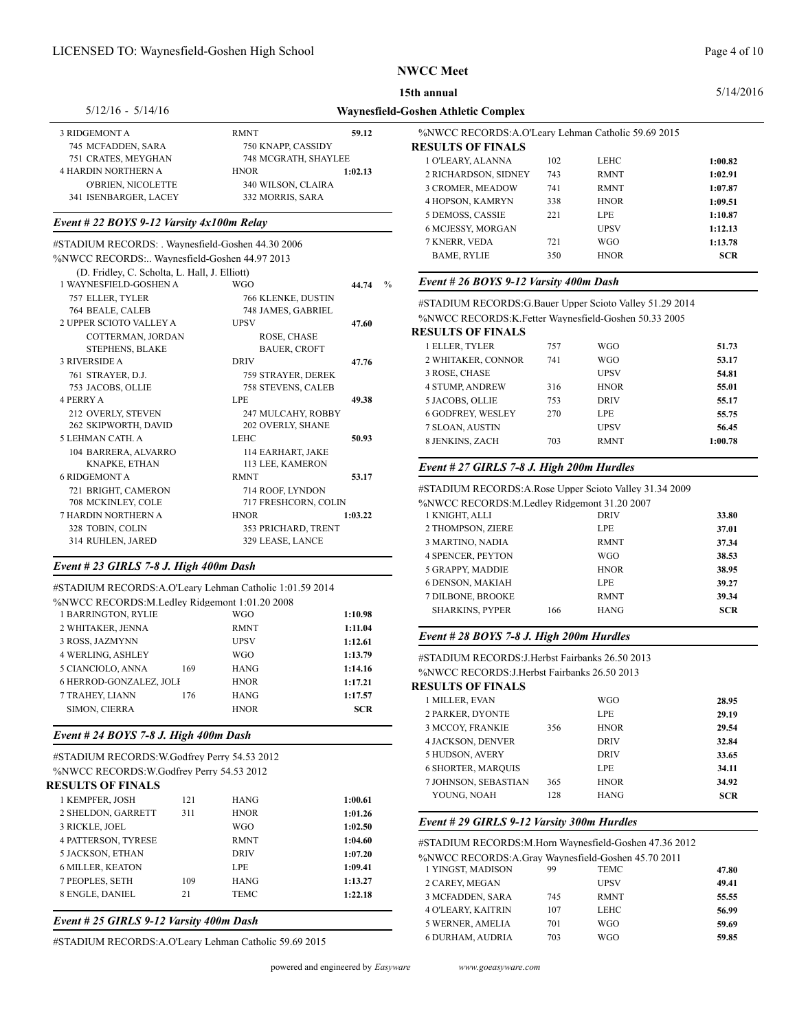| | | | |
|---|---|---|---|
| 3 RIDGEMONT A | RMNT | 59.12 | |
| 745 MCFADDEN, SARA | 750 KNAPP, CASSIDY | | |
| 751 CRATES, MEYGHAN | 748 MCGRATH, SHAYLEE | | |
| 4 HARDIN NORTHERN A | HNOR | 1:02.13 | |
| O'BRIEN, NICOLETTE | 340 WILSON, CLAIRA | | |
| 341 ISENBARGER, LACEY | 332 MORRIS, SARA | | |

### *Event # 22 BOYS 9-12 Varsity 4x100m Relay*

#STADIUM RECORDS: . Waynesfield-Goshen 44.30 2006

%NWCC RECORDS:.. Waynesfield-Goshen 44.97 2013

(D. Fridley, C. Scholta, L. Hall, J. Elliott)

| | | | |
|---|---|---|---|
| 1 WAYNESFIELD-GOSHEN A | WGO | 44.74 | % |
| 757 ELLER, TYLER | 766 KLENKE, DUSTIN | | |
| 764 BEALE, CALEB | 748 JAMES, GABRIEL | | |
| 2 UPPER SCIOTO VALLEY A | UPSV | 47.60 | |
| COTTERMAN, JORDAN | ROSE, CHASE | | |
| STEPHENS, BLAKE | BAUER, CROFT | | |
| 3 RIVERSIDE A | DRIV | 47.76 | |
| 761 STRAYER, D.J. | 759 STRAYER, DEREK | | |
| 753 JACOBS, OLLIE | 758 STEVENS, CALEB | | |
| 4 PERRY A | LPE | 49.38 | |
| 212 OVERLY, STEVEN | 247 MULCAHY, ROBBY | | |
| 262 SKIPWORTH, DAVID | 202 OVERLY, SHANE | | |
| 5 LEHMAN CATH. A | LEHC | 50.93 | |
| 104 BARRERA, ALVARRO | 114 EARHART, JAKE | | |
| KNAPKE, ETHAN | 113 LEE, KAMERON | | |
| 6 RIDGEMONT A | RMNT | 53.17 | |
| 721 BRIGHT, CAMERON | 714 ROOF, LYNDON | | |
| 708 MCKINLEY, COLE | 717 FRESHCORN, COLIN | | |
| 7 HARDIN NORTHERN A | HNOR | 1:03.22 | |
| 328 TOBIN, COLIN | 353 PRICHARD, TRENT | | |
| 314 RUHLEN, JARED | 329 LEASE, LANCE | | |

### *Event # 23 GIRLS 7-8 J. High 400m Dash*

#STADIUM RECORDS:A.O'Leary Lehman Catholic 1:01.59 2014

%NWCC RECORDS:M.Ledley Ridgemont 1:01.20 2008

| | | | |
|---|---|---|---|
| 1 BARRINGTON, RYLIE | | WGO | 1:10.98 |
| 2 WHITAKER, JENNA | | RMNT | 1:11.04 |
| 3 ROSS, JAZMYNN | | UPSV | 1:12.61 |
| 4 WERLING, ASHLEY | | WGO | 1:13.79 |
| 5 CIANCIOLO, ANNA | 169 | HANG | 1:14.16 |
| 6 HERROD-GONZALEZ, JOLI | | HNOR | 1:17.21 |
| 7 TRAHEY, LIANN | 176 | HANG | 1:17.57 |
| SIMON, CIERRA | | HNOR | SCR |

### *Event # 24 BOYS 7-8 J. High 400m Dash*

#STADIUM RECORDS:W.Godfrey Perry 54.53 2012

%NWCC RECORDS:W.Godfrey Perry 54.53 2012

**RESULTS OF FINALS**

| | | | |
|---|---|---|---|
| 1 KEMPFER, JOSH | 121 | HANG | 1:00.61 |
| 2 SHELDON, GARRETT | 311 | HNOR | 1:01.26 |
| 3 RICKLE, JOEL | | WGO | 1:02.50 |
| 4 PATTERSON, TYRESE | | RMNT | 1:04.60 |
| 5 JACKSON, ETHAN | | DRIV | 1:07.20 |
| 6 MILLER, KEATON | | LPE | 1:09.41 |
| 7 PEOPLES, SETH | 109 | HANG | 1:13.27 |
| 8 ENGLE, DANIEL | 21 | TEMC | 1:22.18 |

### *Event # 25 GIRLS 9-12 Varsity 400m Dash*

#STADIUM RECORDS:A.O'Leary Lehman Catholic 59.69 2015

%NWCC RECORDS:A.O'Leary Lehman Catholic 59.69 2015

**RESULTS OF FINALS**

| | | | |
|---|---|---|---|
| 1 O'LEARY, ALANNA | 102 | LEHC | 1:00.82 |
| 2 RICHARDSON, SIDNEY | 743 | RMNT | 1:02.91 |
| 3 CROMER, MEADOW | 741 | RMNT | 1:07.87 |
| 4 HOPSON, KAMRYN | 338 | HNOR | 1:09.51 |
| 5 DEMOSS, CASSIE | 221 | LPE | 1:10.87 |
| 6 MCJESSY, MORGAN | | UPSV | 1:12.13 |
| 7 KNERR, VEDA | 721 | WGO | 1:13.78 |
| BAME, RYLIE | 350 | HNOR | SCR |

### *Event # 26 BOYS 9-12 Varsity 400m Dash*

#STADIUM RECORDS:G.Bauer Upper Scioto Valley 51.29 2014

%NWCC RECORDS:K.Fetter Waynesfield-Goshen 50.33 2005

**RESULTS OF FINALS**

| | | | |
|---|---|---|---|
| 1 ELLER, TYLER | 757 | WGO | 51.73 |
| 2 WHITAKER, CONNOR | 741 | WGO | 53.17 |
| 3 ROSE, CHASE | | UPSV | 54.81 |
| 4 STUMP, ANDREW | 316 | HNOR | 55.01 |
| 5 JACOBS, OLLIE | 753 | DRIV | 55.17 |
| 6 GODFREY, WESLEY | 270 | LPE | 55.75 |
| 7 SLOAN, AUSTIN | | UPSV | 56.45 |
| 8 JENKINS, ZACH | 703 | RMNT | 1:00.78 |

### *Event # 27 GIRLS 7-8 J. High 200m Hurdles*

#STADIUM RECORDS:A.Rose Upper Scioto Valley 31.34 2009

%NWCC RECORDS:M.Ledley Ridgemont 31.20 2007

| | | | |
|---|---|---|---|
| 1 KNIGHT, ALLI | | DRIV | 33.80 |
| 2 THOMPSON, ZIERE | | LPE | 37.01 |
| 3 MARTINO, NADIA | | RMNT | 37.34 |
| 4 SPENCER, PEYTON | | WGO | 38.53 |
| 5 GRAPPY, MADDIE | | HNOR | 38.95 |
| 6 DENSON, MAKIAH | | LPE | 39.27 |
| 7 DILBONE, BROOKE | | RMNT | 39.34 |
| SHARKINS, PYPER | 166 | HANG | SCR |

### *Event # 28 BOYS 7-8 J. High 200m Hurdles*

#STADIUM RECORDS:J.Herbst Fairbanks 26.50 2013

%NWCC RECORDS:J.Herbst Fairbanks 26.50 2013

**RESULTS OF FINALS**

| | | | |
|---|---|---|---|
| 1 MILLER, EVAN | | WGO | 28.95 |
| 2 PARKER, DYONTE | | LPE | 29.19 |
| 3 MCCOY, FRANKIE | 356 | HNOR | 29.54 |
| 4 JACKSON, DENVER | | DRIV | 32.84 |
| 5 HUDSON, AVERY | | DRIV | 33.65 |
| 6 SHORTER, MARQUIS | | LPE | 34.11 |
| 7 JOHNSON, SEBASTIAN | 365 | HNOR | 34.92 |
| YOUNG, NOAH | 128 | HANG | SCR |

### *Event # 29 GIRLS 9-12 Varsity 300m Hurdles*

#STADIUM RECORDS:M.Horn Waynesfield-Goshen 47.36 2012

%NWCC RECORDS:A.Gray Waynesfield-Goshen 45.70 2011

| | | | |
|---|---|---|---|
| 1 YINGST, MADISON | 99 | TEMC | 47.80 |
| 2 CAREY, MEGAN | | UPSV | 49.41 |
| 3 MCFADDEN, SARA | 745 | RMNT | 55.55 |
| 4 O'LEARY, KAITRIN | 107 | LEHC | 56.99 |
| 5 WERNER, AMELIA | 701 | WGO | 59.69 |
| 6 DURHAM, AUDRIA | 703 | WGO | 59.85 |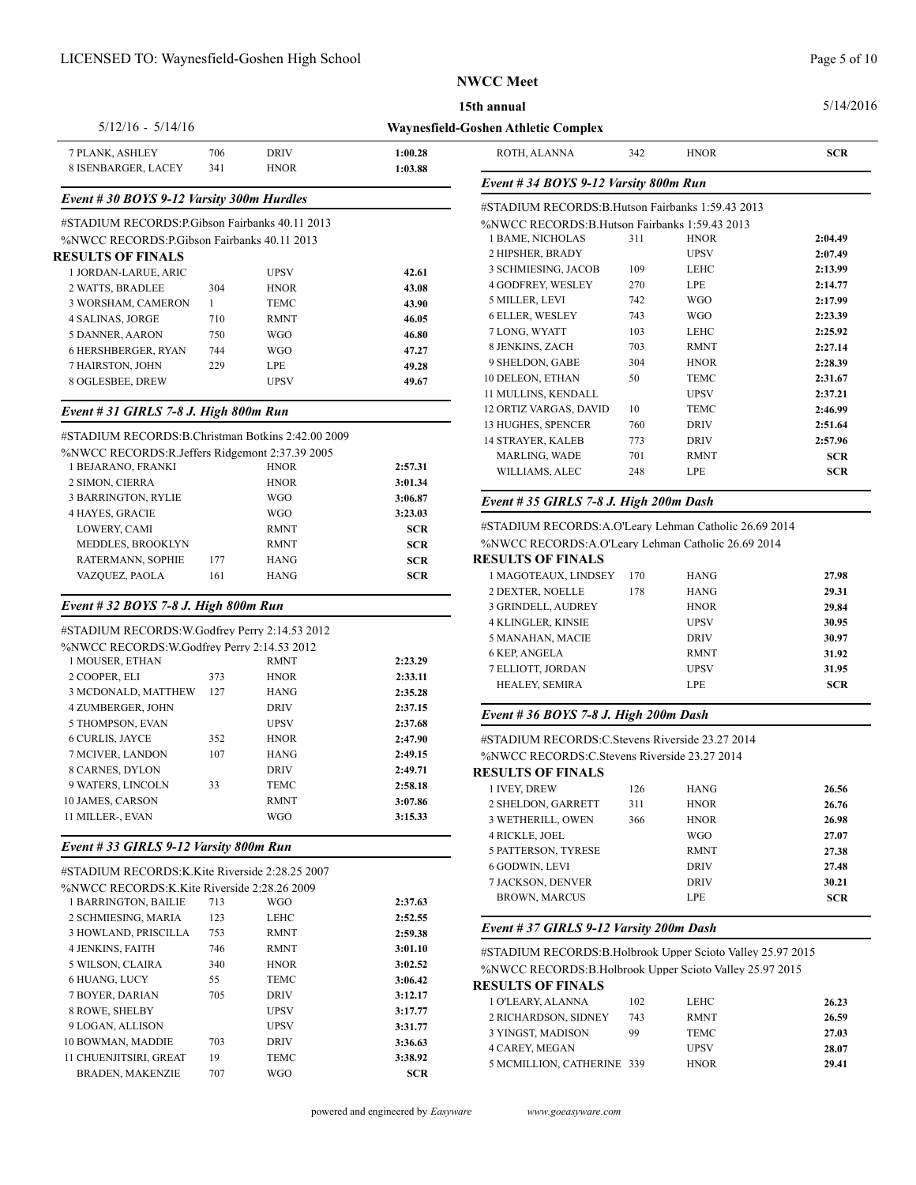| Place | Name | No. | Team | Time |
|---|---|---|---|---|
| 7 | PLANK, ASHLEY | 706 | DRIV | 1:00.28 |
| 8 | ISENBARGER, LACEY | 341 | HNOR | 1:03.88 |

### *Event # 30 BOYS 9-12 Varsity 300m Hurdles*

#STADIUM RECORDS:P.Gibson Fairbanks 40.11 2013

%NWCC RECORDS:P.Gibson Fairbanks 40.11 2013

**RESULTS OF FINALS**

| Place | Name | No. | Team | Time |
|---|---|---|---|---|
| 1 | JORDAN-LARUE, ARIC | | UPSV | 42.61 |
| 2 | WATTS, BRADLEE | 304 | HNOR | 43.08 |
| 3 | WORSHAM, CAMERON | 1 | TEMC | 43.90 |
| 4 | SALINAS, JORGE | 710 | RMNT | 46.05 |
| 5 | DANNER, AARON | 750 | WGO | 46.80 |
| 6 | HERSHBERGER, RYAN | 744 | WGO | 47.27 |
| 7 | HAIRSTON, JOHN | 229 | LPE | 49.28 |
| 8 | OGLESBEE, DREW | | UPSV | 49.67 |

### *Event # 31 GIRLS 7-8 J. High 800m Run*

#STADIUM RECORDS:B.Christman Botkins 2:42.00 2009

%NWCC RECORDS:R.Jeffers Ridgemont 2:37.39 2005

| Place | Name | No. | Team | Time |
|---|---|---|---|---|
| 1 | BEJARANO, FRANKI | | HNOR | 2:57.31 |
| 2 | SIMON, CIERRA | | HNOR | 3:01.34 |
| 3 | BARRINGTON, RYLIE | | WGO | 3:06.87 |
| 4 | HAYES, GRACIE | | WGO | 3:23.03 |
| | LOWERY, CAMI | | RMNT | SCR |
| | MEDDLES, BROOKLYN | | RMNT | SCR |
| | RATERMANN, SOPHIE | 177 | HANG | SCR |
| | VAZQUEZ, PAOLA | 161 | HANG | SCR |

### *Event # 32 BOYS 7-8 J. High 800m Run*

#STADIUM RECORDS:W.Godfrey Perry 2:14.53 2012

%NWCC RECORDS:W.Godfrey Perry 2:14.53 2012

| Place | Name | No. | Team | Time |
|---|---|---|---|---|
| 1 | MOUSER, ETHAN | | RMNT | 2:23.29 |
| 2 | COOPER, ELI | 373 | HNOR | 2:33.11 |
| 3 | MCDONALD, MATTHEW | 127 | HANG | 2:35.28 |
| 4 | ZUMBERGER, JOHN | | DRIV | 2:37.15 |
| 5 | THOMPSON, EVAN | | UPSV | 2:37.68 |
| 6 | CURLIS, JAYCE | 352 | HNOR | 2:47.90 |
| 7 | MCIVER, LANDON | 107 | HANG | 2:49.15 |
| 8 | CARNES, DYLON | | DRIV | 2:49.71 |
| 9 | WATERS, LINCOLN | 33 | TEMC | 2:58.18 |
| 10 | JAMES, CARSON | | RMNT | 3:07.86 |
| 11 | MILLER-, EVAN | | WGO | 3:15.33 |

### *Event # 33 GIRLS 9-12 Varsity 800m Run*

#STADIUM RECORDS:K.Kite Riverside 2:28.25 2007

%NWCC RECORDS:K.Kite Riverside 2:28.26 2009

| Place | Name | No. | Team | Time |
|---|---|---|---|---|
| 1 | BARRINGTON, BAILIE | 713 | WGO | 2:37.63 |
| 2 | SCHMIESING, MARIA | 123 | LEHC | 2:52.55 |
| 3 | HOWLAND, PRISCILLA | 753 | RMNT | 2:59.38 |
| 4 | JENKINS, FAITH | 746 | RMNT | 3:01.10 |
| 5 | WILSON, CLAIRA | 340 | HNOR | 3:02.52 |
| 6 | HUANG, LUCY | 55 | TEMC | 3:06.42 |
| 7 | BOYER, DARIAN | 705 | DRIV | 3:12.17 |
| 8 | ROWE, SHELBY | | UPSV | 3:17.77 |
| 9 | LOGAN, ALLISON | | UPSV | 3:31.77 |
| 10 | BOWMAN, MADDIE | 703 | DRIV | 3:36.63 |
| 11 | CHUENJITSIRI, GREAT | 19 | TEMC | 3:38.92 |
| | BRADEN, MAKENZIE | 707 | WGO | SCR |
| | ROTH, ALANNA | 342 | HNOR | SCR |

### *Event # 34 BOYS 9-12 Varsity 800m Run*

#STADIUM RECORDS:B.Hutson Fairbanks 1:59.43 2013

%NWCC RECORDS:B.Hutson Fairbanks 1:59.43 2013

| Place | Name | No. | Team | Time |
|---|---|---|---|---|
| 1 | BAME, NICHOLAS | 311 | HNOR | 2:04.49 |
| 2 | HIPSHER, BRADY | | UPSV | 2:07.49 |
| 3 | SCHMIESING, JACOB | 109 | LEHC | 2:13.99 |
| 4 | GODFREY, WESLEY | 270 | LPE | 2:14.77 |
| 5 | MILLER, LEVI | 742 | WGO | 2:17.99 |
| 6 | ELLER, WESLEY | 743 | WGO | 2:23.39 |
| 7 | LONG, WYATT | 103 | LEHC | 2:25.92 |
| 8 | JENKINS, ZACH | 703 | RMNT | 2:27.14 |
| 9 | SHELDON, GABE | 304 | HNOR | 2:28.39 |
| 10 | DELEON, ETHAN | 50 | TEMC | 2:31.67 |
| 11 | MULLINS, KENDALL | | UPSV | 2:37.21 |
| 12 | ORTIZ VARGAS, DAVID | 10 | TEMC | 2:46.99 |
| 13 | HUGHES, SPENCER | 760 | DRIV | 2:51.64 |
| 14 | STRAYER, KALEB | 773 | DRIV | 2:57.96 |
| | MARLING, WADE | 701 | RMNT | SCR |
| | WILLIAMS, ALEC | 248 | LPE | SCR |

### *Event # 35 GIRLS 7-8 J. High 200m Dash*

#STADIUM RECORDS:A.O'Leary Lehman Catholic 26.69 2014

%NWCC RECORDS:A.O'Leary Lehman Catholic 26.69 2014

**RESULTS OF FINALS**

| Place | Name | No. | Team | Time |
|---|---|---|---|---|
| 1 | MAGOTEAUX, LINDSEY | 170 | HANG | 27.98 |
| 2 | DEXTER, NOELLE | 178 | HANG | 29.31 |
| 3 | GRINDELL, AUDREY | | HNOR | 29.84 |
| 4 | KLINGLER, KINSIE | | UPSV | 30.95 |
| 5 | MANAHAN, MACIE | | DRIV | 30.97 |
| 6 | KEP, ANGELA | | RMNT | 31.92 |
| 7 | ELLIOTT, JORDAN | | UPSV | 31.95 |
| | HEALEY, SEMIRA | | LPE | SCR |

### *Event # 36 BOYS 7-8 J. High 200m Dash*

#STADIUM RECORDS:C.Stevens Riverside 23.27 2014

%NWCC RECORDS:C.Stevens Riverside 23.27 2014

**RESULTS OF FINALS**

| Place | Name | No. | Team | Time |
|---|---|---|---|---|
| 1 | IVEY, DREW | 126 | HANG | 26.56 |
| 2 | SHELDON, GARRETT | 311 | HNOR | 26.76 |
| 3 | WETHERILL, OWEN | 366 | HNOR | 26.98 |
| 4 | RICKLE, JOEL | | WGO | 27.07 |
| 5 | PATTERSON, TYRESE | | RMNT | 27.38 |
| 6 | GODWIN, LEVI | | DRIV | 27.48 |
| 7 | JACKSON, DENVER | | DRIV | 30.21 |
| | BROWN, MARCUS | | LPE | SCR |

### *Event # 37 GIRLS 9-12 Varsity 200m Dash*

#STADIUM RECORDS:B.Holbrook Upper Scioto Valley 25.97 2015

%NWCC RECORDS:B.Holbrook Upper Scioto Valley 25.97 2015

**RESULTS OF FINALS**

| Place | Name | No. | Team | Time |
|---|---|---|---|---|
| 1 | O'LEARY, ALANNA | 102 | LEHC | 26.23 |
| 2 | RICHARDSON, SIDNEY | 743 | RMNT | 26.59 |
| 3 | YINGST, MADISON | 99 | TEMC | 27.03 |
| 4 | CAREY, MEGAN | | UPSV | 28.07 |
| 5 | MCMILLION, CATHERINE | 339 | HNOR | 29.41 |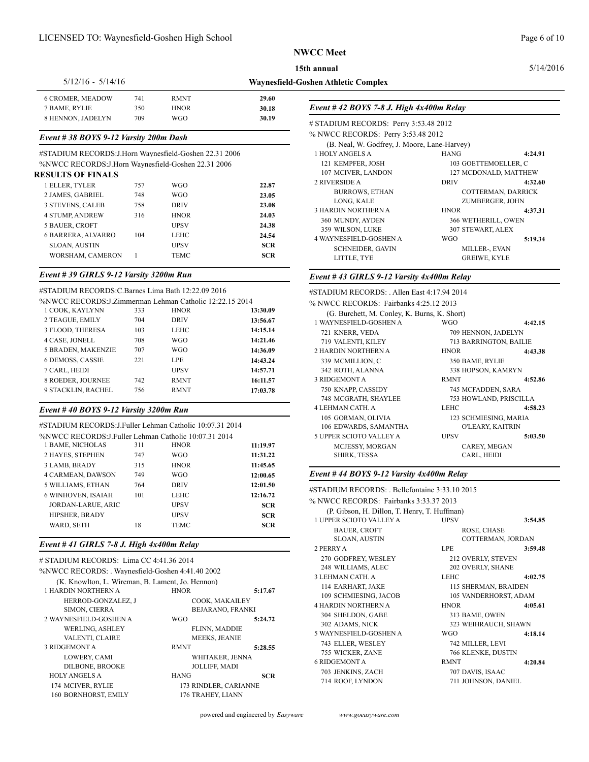| | | | |
|---|---|---|---|
| 6 CROMER, MEADOW | 741 | RMNT | **29.60** |
| 7 BAME, RYLIE | 350 | HNOR | **30.18** |
| 8 HENNON, JADELYN | 709 | WGO | **30.19** |

### *Event # 38 BOYS 9-12 Varsity 200m Dash*

#STADIUM RECORDS:J.Horn Waynesfield-Goshen 22.31 2006
%NWCC RECORDS:J.Horn Waynesfield-Goshen 22.31 2006

**RESULTS OF FINALS**

| | | | |
|---|---|---|---|
| 1 ELLER, TYLER | 757 | WGO | **22.87** |
| 2 JAMES, GABRIEL | 748 | WGO | **23.05** |
| 3 STEVENS, CALEB | 758 | DRIV | **23.08** |
| 4 STUMP, ANDREW | 316 | HNOR | **24.03** |
| 5 BAUER, CROFT | | UPSV | **24.38** |
| 6 BARRERA, ALVARRO | 104 | LEHC | **24.54** |
| SLOAN, AUSTIN | | UPSV | **SCR** |
| WORSHAM, CAMERON | 1 | TEMC | **SCR** |

### *Event # 39 GIRLS 9-12 Varsity 3200m Run*

#STADIUM RECORDS:C.Barnes Lima Bath 12:22.09 2016
%NWCC RECORDS:J.Zimmerman Lehman Catholic 12:22.15 2014

| | | | |
|---|---|---|---|
| 1 COOK, KAYLYNN | 333 | HNOR | **13:30.09** |
| 2 TEAGUE, EMILY | 704 | DRIV | **13:56.67** |
| 3 FLOOD, THERESA | 103 | LEHC | **14:15.14** |
| 4 CASE, JONELL | 708 | WGO | **14:21.46** |
| 5 BRADEN, MAKENZIE | 707 | WGO | **14:36.09** |
| 6 DEMOSS, CASSIE | 221 | LPE | **14:43.24** |
| 7 CARL, HEIDI | | UPSV | **14:57.71** |
| 8 ROEDER, JOURNEE | 742 | RMNT | **16:11.57** |
| 9 STACKLIN, RACHEL | 756 | RMNT | **17:03.78** |

### *Event # 40 BOYS 9-12 Varsity 3200m Run*

#STADIUM RECORDS:J.Fuller Lehman Catholic 10:07.31 2014
%NWCC RECORDS:J.Fuller Lehman Catholic 10:07.31 2014

| | | | |
|---|---|---|---|
| 1 BAME, NICHOLAS | 311 | HNOR | **11:19.97** |
| 2 HAYES, STEPHEN | 747 | WGO | **11:31.22** |
| 3 LAMB, BRADY | 315 | HNOR | **11:45.65** |
| 4 CARMEAN, DAWSON | 749 | WGO | **12:00.65** |
| 5 WILLIAMS, ETHAN | 764 | DRIV | **12:01.50** |
| 6 WINHOVEN, ISAIAH | 101 | LEHC | **12:16.72** |
| JORDAN-LARUE, ARIC | | UPSV | **SCR** |
| HIPSHER, BRADY | | UPSV | **SCR** |
| WARD, SETH | 18 | TEMC | **SCR** |

### *Event # 41 GIRLS 7-8 J. High 4x400m Relay*

# STADIUM RECORDS: Lima CC 4:41.36 2014
%NWCC RECORDS: . Waynesfield-Goshen 4:41.40 2002
(K. Knowlton, L. Wireman, B. Lament, Jo. Hennon)

| | | |
|---|---|---|
| 1 HARDIN NORTHERN A | HNOR | **5:17.67** |
| HERROD-GONZALEZ, J | COOK, MAKAILEY | |
| SIMON, CIERRA | BEJARANO, FRANKI | |
| 2 WAYNESFIELD-GOSHEN A | WGO | **5:24.72** |
| WERLING, ASHLEY | FLINN, MADDIE | |
| VALENTI, CLAIRE | MEEKS, JEANIE | |
| 3 RIDGEMONT A | RMNT | **5:28.55** |
| LOWERY, CAMI | WHITAKER, JENNA | |
| DILBONE, BROOKE | JOLLIFF, MADI | |
| HOLY ANGELS A | HANG | **SCR** |
| 174 MCIVER, RYLIE | 173 RINDLER, CARIANNE | |
| 160 BORNHORST, EMILY | 176 TRAHEY, LIANN | |

### *Event # 42 BOYS 7-8 J. High 4x400m Relay*

# STADIUM RECORDS: Perry 3:53.48 2012
% NWCC RECORDS: Perry 3:53.48 2012
(B. Neal, W. Godfrey, J. Moore, Lane-Harvey)

| | | |
|---|---|---|
| 1 HOLY ANGELS A | HANG | **4:24.91** |
| 121 KEMPFER, JOSH | 103 GOETTEMOELLER, C | |
| 107 MCIVER, LANDON | 127 MCDONALD, MATTHEW | |
| 2 RIVERSIDE A | DRIV | **4:32.60** |
| BURROWS, ETHAN | COTTERMAN, DARRICK | |
| LONG, KALE | ZUMBERGER, JOHN | |
| 3 HARDIN NORTHERN A | HNOR | **4:37.31** |
| 360 MUNDY, AYDEN | 366 WETHERILL, OWEN | |
| 359 WILSON, LUKE | 307 STEWART, ALEX | |
| 4 WAYNESFIELD-GOSHEN A | WGO | **5:19.34** |
| SCHNEIDER, GAVIN | MILLER-, EVAN | |
| LITTLE, TYE | GREIWE, KYLE | |

### *Event # 43 GIRLS 9-12 Varsity 4x400m Relay*

#STADIUM RECORDS: . Allen East 4:17.94 2014
% NWCC RECORDS: Fairbanks 4:25.12 2013
(G. Burchett, M. Conley, K. Burns, K. Short)

| | | |
|---|---|---|
| 1 WAYNESFIELD-GOSHEN A | WGO | **4:42.15** |
| 721 KNERR, VEDA | 709 HENNON, JADELYN | |
| 719 VALENTI, KILEY | 713 BARRINGTON, BAILIE | |
| 2 HARDIN NORTHERN A | HNOR | **4:43.38** |
| 339 MCMILLION, C | 350 BAME, RYLIE | |
| 342 ROTH, ALANNA | 338 HOPSON, KAMRYN | |
| 3 RIDGEMONT A | RMNT | **4:52.86** |
| 750 KNAPP, CASSIDY | 745 MCFADDEN, SARA | |
| 748 MCGRATH, SHAYLEE | 753 HOWLAND, PRISCILLA | |
| 4 LEHMAN CATH. A | LEHC | **4:58.23** |
| 105 GORMAN, OLIVIA | 123 SCHMIESING, MARIA | |
| 106 EDWARDS, SAMANTHA | O'LEARY, KAITRIN | |
| 5 UPPER SCIOTO VALLEY A | UPSV | **5:03.50** |
| MCJESSY, MORGAN | CAREY, MEGAN | |
| SHIRK, TESSA | CARL, HEIDI | |

### *Event # 44 BOYS 9-12 Varsity 4x400m Relay*

#STADIUM RECORDS: . Bellefontaine 3:33.10 2015
% NWCC RECORDS: Fairbanks 3:33.37 2013
(P. Gibson, H. Dillon, T. Henry, T. Huffman)

| | | |
|---|---|---|
| 1 UPPER SCIOTO VALLEY A | UPSV | **3:54.85** |
| BAUER, CROFT | ROSE, CHASE | |
| SLOAN, AUSTIN | COTTERMAN, JORDAN | |
| 2 PERRY A | LPE | **3:59.48** |
| 270 GODFREY, WESLEY | 212 OVERLY, STEVEN | |
| 248 WILLIAMS, ALEC | 202 OVERLY, SHANE | |
| 3 LEHMAN CATH. A | LEHC | **4:02.75** |
| 114 EARHART, JAKE | 115 SHERMAN, BRAIDEN | |
| 109 SCHMIESING, JACOB | 105 VANDERHORST, ADAM | |
| 4 HARDIN NORTHERN A | HNOR | **4:05.61** |
| 304 SHELDON, GABE | 313 BAME, OWEN | |
| 302 ADAMS, NICK | 323 WEIHRAUCH, SHAWN | |
| 5 WAYNESFIELD-GOSHEN A | WGO | **4:18.14** |
| 743 ELLER, WESLEY | 742 MILLER, LEVI | |
| 755 WICKER, ZANE | 766 KLENKE, DUSTIN | |
| 6 RIDGEMONT A | RMNT | **4:20.84** |
| 703 JENKINS, ZACH | 707 DAVIS, ISAAC | |
| 714 ROOF, LYNDON | 711 JOHNSON, DANIEL | |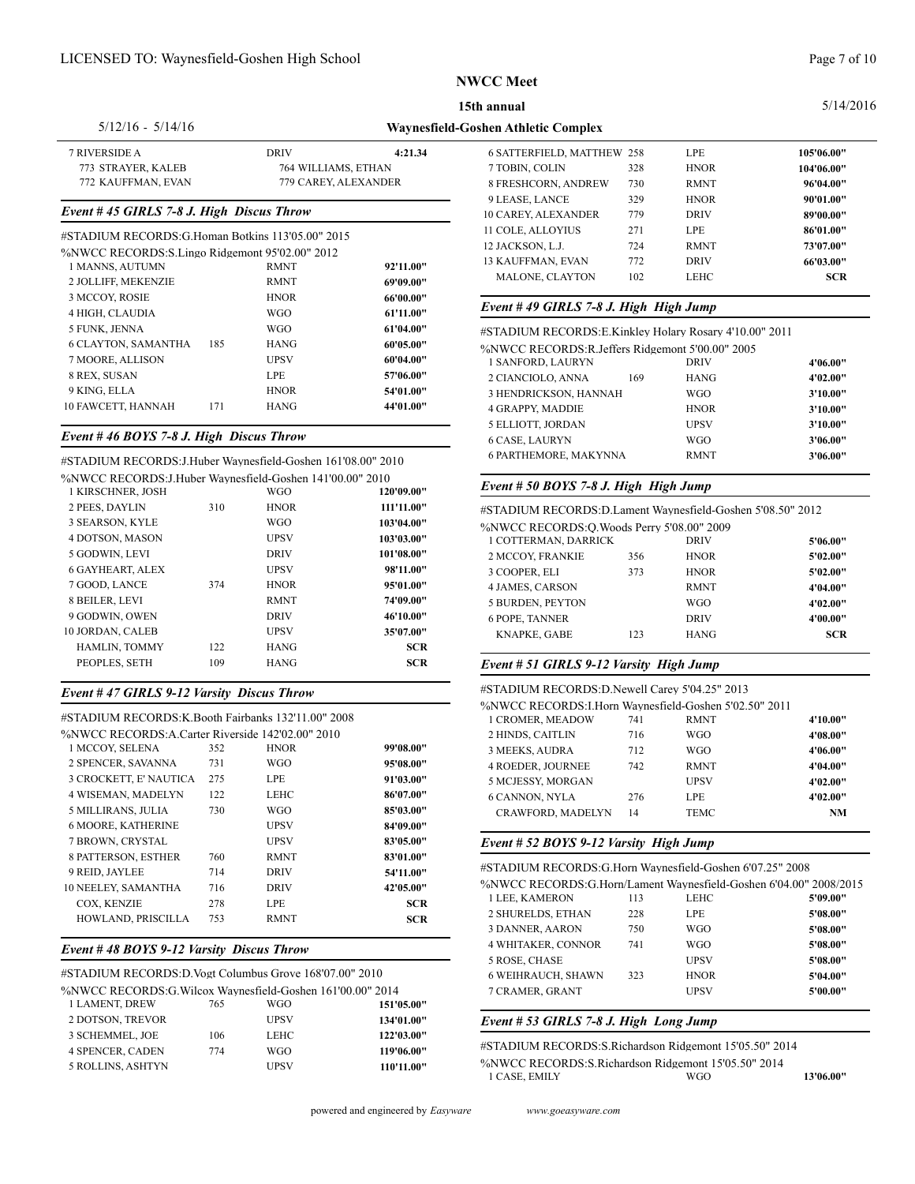| | | | |
|---|---|---|---|
| 7 RIVERSIDE A | | DRIV | 4:21.34 |
| 773 STRAYER, KALEB | | 764 WILLIAMS, ETHAN | |
| 772 KAUFFMAN, EVAN | | 779 CAREY, ALEXANDER | |

### *Event # 45 GIRLS 7-8 J. High Discus Throw*

#STADIUM RECORDS:G.Homan Botkins 113'05.00" 2015

%NWCC RECORDS:S.Lingo Ridgemont 95'02.00" 2012

| Place/Name | No. | Team | Mark |
|---|---|---|---|
| 1 MANNS, AUTUMN | | RMNT | 92'11.00" |
| 2 JOLLIFF, MEKENZIE | | RMNT | 69'09.00" |
| 3 MCCOY, ROSIE | | HNOR | 66'00.00" |
| 4 HIGH, CLAUDIA | | WGO | 61'11.00" |
| 5 FUNK, JENNA | | WGO | 61'04.00" |
| 6 CLAYTON, SAMANTHA | 185 | HANG | 60'05.00" |
| 7 MOORE, ALLISON | | UPSV | 60'04.00" |
| 8 REX, SUSAN | | LPE | 57'06.00" |
| 9 KING, ELLA | | HNOR | 54'01.00" |
| 10 FAWCETT, HANNAH | 171 | HANG | 44'01.00" |

### *Event # 46 BOYS 7-8 J. High Discus Throw*

#STADIUM RECORDS:J.Huber Waynesfield-Goshen 161'08.00" 2010

%NWCC RECORDS:J.Huber Waynesfield-Goshen 141'00.00" 2010

| Place/Name | No. | Team | Mark |
|---|---|---|---|
| 1 KIRSCHNER, JOSH | | WGO | 120'09.00" |
| 2 PEES, DAYLIN | 310 | HNOR | 111'11.00" |
| 3 SEARSON, KYLE | | WGO | 103'04.00" |
| 4 DOTSON, MASON | | UPSV | 103'03.00" |
| 5 GODWIN, LEVI | | DRIV | 101'08.00" |
| 6 GAYHEART, ALEX | | UPSV | 98'11.00" |
| 7 GOOD, LANCE | 374 | HNOR | 95'01.00" |
| 8 BEILER, LEVI | | RMNT | 74'09.00" |
| 9 GODWIN, OWEN | | DRIV | 46'10.00" |
| 10 JORDAN, CALEB | | UPSV | 35'07.00" |
| HAMLIN, TOMMY | 122 | HANG | SCR |
| PEOPLES, SETH | 109 | HANG | SCR |

### *Event # 47 GIRLS 9-12 Varsity Discus Throw*

#STADIUM RECORDS:K.Booth Fairbanks 132'11.00" 2008

%NWCC RECORDS:A.Carter Riverside 142'02.00" 2010

| Place/Name | No. | Team | Mark |
|---|---|---|---|
| 1 MCCOY, SELENA | 352 | HNOR | 99'08.00" |
| 2 SPENCER, SAVANNA | 731 | WGO | 95'08.00" |
| 3 CROCKETT, E' NAUTICA | 275 | LPE | 91'03.00" |
| 4 WISEMAN, MADELYN | 122 | LEHC | 86'07.00" |
| 5 MILLIRANS, JULIA | 730 | WGO | 85'03.00" |
| 6 MOORE, KATHERINE | | UPSV | 84'09.00" |
| 7 BROWN, CRYSTAL | | UPSV | 83'05.00" |
| 8 PATTERSON, ESTHER | 760 | RMNT | 83'01.00" |
| 9 REID, JAYLEE | 714 | DRIV | 54'11.00" |
| 10 NEELEY, SAMANTHA | 716 | DRIV | 42'05.00" |
| COX, KENZIE | 278 | LPE | SCR |
| HOWLAND, PRISCILLA | 753 | RMNT | SCR |

### *Event # 48 BOYS 9-12 Varsity Discus Throw*

#STADIUM RECORDS:D.Vogt Columbus Grove 168'07.00" 2010

%NWCC RECORDS:G.Wilcox Waynesfield-Goshen 161'00.00" 2014

| Place/Name | No. | Team | Mark |
|---|---|---|---|
| 1 LAMENT, DREW | 765 | WGO | 151'05.00" |
| 2 DOTSON, TREVOR | | UPSV | 134'01.00" |
| 3 SCHEMMEL, JOE | 106 | LEHC | 122'03.00" |
| 4 SPENCER, CADEN | 774 | WGO | 119'06.00" |
| 5 ROLLINS, ASHTYN | | UPSV | 110'11.00" |
| 6 SATTERFIELD, MATTHEW | 258 | LPE | 105'06.00" |
| 7 TOBIN, COLIN | 328 | HNOR | 104'06.00" |
| 8 FRESHCORN, ANDREW | 730 | RMNT | 96'04.00" |
| 9 LEASE, LANCE | 329 | HNOR | 90'01.00" |
| 10 CAREY, ALEXANDER | 779 | DRIV | 89'00.00" |
| 11 COLE, ALLOYIUS | 271 | LPE | 86'01.00" |
| 12 JACKSON, L.J. | 724 | RMNT | 73'07.00" |
| 13 KAUFFMAN, EVAN | 772 | DRIV | 66'03.00" |
| MALONE, CLAYTON | 102 | LEHC | SCR |

### *Event # 49 GIRLS 7-8 J. High High Jump*

#STADIUM RECORDS:E.Kinkley Holary Rosary 4'10.00" 2011

%NWCC RECORDS:R.Jeffers Ridgemont 5'00.00" 2005

| Place/Name | No. | Team | Mark |
|---|---|---|---|
| 1 SANFORD, LAURYN | | DRIV | 4'06.00" |
| 2 CIANCIOLO, ANNA | 169 | HANG | 4'02.00" |
| 3 HENDRICKSON, HANNAH | | WGO | 3'10.00" |
| 4 GRAPPY, MADDIE | | HNOR | 3'10.00" |
| 5 ELLIOTT, JORDAN | | UPSV | 3'10.00" |
| 6 CASE, LAURYN | | WGO | 3'06.00" |
| 6 PARTHEMORE, MAKYNNA | | RMNT | 3'06.00" |

### *Event # 50 BOYS 7-8 J. High High Jump*

#STADIUM RECORDS:D.Lament Waynesfield-Goshen 5'08.50" 2012

%NWCC RECORDS:Q.Woods Perry 5'08.00" 2009

| Place/Name | No. | Team | Mark |
|---|---|---|---|
| 1 COTTERMAN, DARRICK | | DRIV | 5'06.00" |
| 2 MCCOY, FRANKIE | 356 | HNOR | 5'02.00" |
| 3 COOPER, ELI | 373 | HNOR | 5'02.00" |
| 4 JAMES, CARSON | | RMNT | 4'04.00" |
| 5 BURDEN, PEYTON | | WGO | 4'02.00" |
| 6 POPE, TANNER | | DRIV | 4'00.00" |
| KNAPKE, GABE | 123 | HANG | SCR |

### *Event # 51 GIRLS 9-12 Varsity High Jump*

#STADIUM RECORDS:D.Newell Carey 5'04.25" 2013

%NWCC RECORDS:I.Horn Waynesfield-Goshen 5'02.50" 2011

| Place/Name | No. | Team | Mark |
|---|---|---|---|
| 1 CROMER, MEADOW | 741 | RMNT | 4'10.00" |
| 2 HINDS, CAITLIN | 716 | WGO | 4'08.00" |
| 3 MEEKS, AUDRA | 712 | WGO | 4'06.00" |
| 4 ROEDER, JOURNEE | 742 | RMNT | 4'04.00" |
| 5 MCJESSY, MORGAN | | UPSV | 4'02.00" |
| 6 CANNON, NYLA | 276 | LPE | 4'02.00" |
| CRAWFORD, MADELYN | 14 | TEMC | NM |

### *Event # 52 BOYS 9-12 Varsity High Jump*

#STADIUM RECORDS:G.Horn Waynesfield-Goshen 6'07.25" 2008

%NWCC RECORDS:G.Horn/Lament Waynesfield-Goshen 6'04.00" 2008/2015

| Place/Name | No. | Team | Mark |
|---|---|---|---|
| 1 LEE, KAMERON | 113 | LEHC | 5'09.00" |
| 2 SHURELDS, ETHAN | 228 | LPE | 5'08.00" |
| 3 DANNER, AARON | 750 | WGO | 5'08.00" |
| 4 WHITAKER, CONNOR | 741 | WGO | 5'08.00" |
| 5 ROSE, CHASE | | UPSV | 5'08.00" |
| 6 WEIHRAUCH, SHAWN | 323 | HNOR | 5'04.00" |
| 7 CRAMER, GRANT | | UPSV | 5'00.00" |

### *Event # 53 GIRLS 7-8 J. High Long Jump*

#STADIUM RECORDS:S.Richardson Ridgemont 15'05.50" 2014

%NWCC RECORDS:S.Richardson Ridgemont 15'05.50" 2014

| Place/Name | No. | Team | Mark |
|---|---|---|---|
| 1 CASE, EMILY | | WGO | 13'06.00" |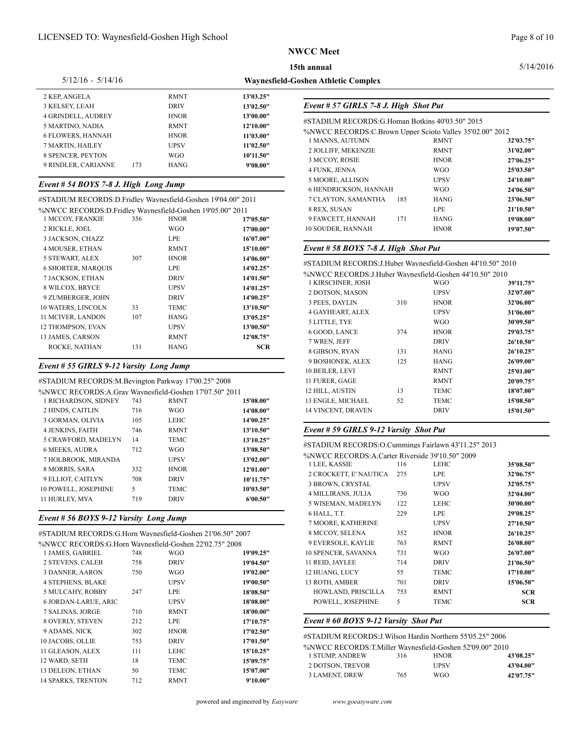# NWCC Meet

15th annual

Waynesfield-Goshen Athletic Complex

5/12/16 - 5/14/16

| Place | Name | No. | Team | Mark |
|---|---|---|---|---|
| 2 | KEP, ANGELA | | RMNT | 13'03.25" |
| 3 | KELSEY, LEAH | | DRIV | 13'02.50" |
| 4 | GRINDELL, AUDREY | | HNOR | 13'00.00" |
| 5 | MARTINO, NADIA | | RMNT | 12'10.00" |
| 6 | FLOWERS, HANNAH | | HNOR | 11'03.00" |
| 7 | MARTIN, HAILEY | | UPSV | 11'02.50" |
| 8 | SPENCER, PEYTON | | WGO | 10'11.50" |
| 9 | RINDLER, CARIANNE | 173 | HANG | 9'08.00" |

### Event # 54 BOYS 7-8 J. High Long Jump

#STADIUM RECORDS:D.Fridley Waynesfield-Goshen 19'04.00" 2011

%NWCC RECORDS:D.Fridley Waynesfield-Goshen 19'05.00" 2011

| Place | Name | No. | Team | Mark |
|---|---|---|---|---|
| 1 | MCCOY, FRANKIE | 356 | HNOR | 17'05.50" |
| 2 | RICKLE, JOEL | | WGO | 17'00.00" |
| 3 | JACKSON, CHAZZ | | LPE | 16'07.00" |
| 4 | MOUSER, ETHAN | | RMNT | 15'10.00" |
| 5 | STEWART, ALEX | 307 | HNOR | 14'06.00" |
| 6 | SHORTER, MARQUIS | | LPE | 14'02.25" |
| 7 | JACKSON, ETHAN | | DRIV | 14'01.50" |
| 8 | WILCOX, BRYCE | | UPSV | 14'01.25" |
| 9 | ZUMBERGER, JOHN | | DRIV | 14'00.25" |
| 10 | WATERS, LINCOLN | 33 | TEMC | 13'10.50" |
| 11 | MCIVER, LANDON | 107 | HANG | 13'05.25" |
| 12 | THOMPSON, EVAN | | UPSV | 13'00.50" |
| 13 | JAMES, CARSON | | RMNT | 12'08.75" |
| | ROCKE, NATHAN | 131 | HANG | SCR |

### Event # 55 GIRLS 9-12 Varsity Long Jump

#STADIUM RECORDS:M.Bevington Parkway 17'00.25" 2008

%NWCC RECORDS:A.Gray Waynesfield-Goshen 17'07.50" 2011

| Place | Name | No. | Team | Mark |
|---|---|---|---|---|
| 1 | RICHARDSON, SIDNEY | 743 | RMNT | 15'08.00" |
| 2 | HINDS, CAITLIN | 716 | WGO | 14'08.00" |
| 3 | GORMAN, OLIVIA | 105 | LEHC | 14'00.25" |
| 4 | JENKINS, FAITH | 746 | RMNT | 13'10.50" |
| 5 | CRAWFORD, MADELYN | 14 | TEMC | 13'10.25" |
| 6 | MEEKS, AUDRA | 712 | WGO | 13'08.50" |
| 7 | HOLBROOK, MIRANDA | | UPSV | 13'02.00" |
| 8 | MORRIS, SARA | 332 | HNOR | 12'01.00" |
| 9 | ELLIOT, CAITLYN | 708 | DRIV | 10'11.75" |
| 10 | POWELL, JOSEPHINE | 5 | TEMC | 10'03.50" |
| 11 | HURLEY, MYA | 719 | DRIV | 6'00.50" |

### Event # 56 BOYS 9-12 Varsity Long Jump

#STADIUM RECORDS:G.Horn Waynesfield-Goshen 21'06.50" 2007

%NWCC RECORDS:G.Horn Waynesfield-Goshen 22'02.75" 2008

| Place | Name | No. | Team | Mark |
|---|---|---|---|---|
| 1 | JAMES, GABRIEL | 748 | WGO | 19'09.25" |
| 2 | STEVENS, CALEB | 758 | DRIV | 19'04.50" |
| 3 | DANNER, AARON | 750 | WGO | 19'02.00" |
| 4 | STEPHENS, BLAKE | | UPSV | 19'00.50" |
| 5 | MULCAHY, ROBBY | 247 | LPE | 18'08.50" |
| 6 | JORDAN-LARUE, ARIC | | UPSV | 18'08.00" |
| 7 | SALINAS, JORGE | 710 | RMNT | 18'00.00" |
| 8 | OVERLY, STEVEN | 212 | LPE | 17'10.75" |
| 9 | ADAMS, NICK | 302 | HNOR | 17'02.50" |
| 10 | JACOBS, OLLIE | 753 | DRIV | 17'01.50" |
| 11 | GLEASON, ALEX | 111 | LEHC | 15'10.25" |
| 12 | WARD, SETH | 18 | TEMC | 15'09.75" |
| 13 | DELEON, ETHAN | 50 | TEMC | 15'07.00" |
| 14 | SPARKS, TRENTON | 712 | RMNT | 9'10.00" |

### Event # 57 GIRLS 7-8 J. High Shot Put

#STADIUM RECORDS:G.Homan Botkins 40'03.50" 2015

%NWCC RECORDS:C.Brown Upper Scioto Valley 35'02.00" 2012

| Place | Name | No. | Team | Mark |
|---|---|---|---|---|
| 1 | MANNS, AUTUMN | | RMNT | 32'03.75" |
| 2 | JOLLIFF, MEKENZIE | | RMNT | 31'02.00" |
| 3 | MCCOY, ROSIE | | HNOR | 27'06.25" |
| 4 | FUNK, JENNA | | WGO | 25'03.50" |
| 5 | MOORE, ALLISON | | UPSV | 24'10.00" |
| 6 | HENDRICKSON, HANNAH | | WGO | 24'06.50" |
| 7 | CLAYTON, SAMANTHA | 185 | HANG | 23'06.50" |
| 8 | REX, SUSAN | | LPE | 21'10.50" |
| 9 | FAWCETT, HANNAH | 171 | HANG | 19'08.00" |
| 10 | SOUDER, HANNAH | | HNOR | 19'07.50" |

### Event # 58 BOYS 7-8 J. High Shot Put

#STADIUM RECORDS:J.Huber Waynesfield-Goshen 44'10.50" 2010

%NWCC RECORDS:J.Huber Waynesfield-Goshen 44'10.50" 2010

| Place | Name | No. | Team | Mark |
|---|---|---|---|---|
| 1 | KIRSCHNER, JOSH | | WGO | 39'11.75" |
| 2 | DOTSON, MASON | | UPSV | 32'07.00" |
| 3 | PEES, DAYLIN | 310 | HNOR | 32'06.00" |
| 4 | GAYHEART, ALEX | | UPSV | 31'06.00" |
| 5 | LITTLE, TYE | | WGO | 30'09.50" |
| 6 | GOOD, LANCE | 374 | HNOR | 29'03.75" |
| 7 | WREN, JEFF | | DRIV | 26'10.50" |
| 8 | GIBSON, RYAN | 131 | HANG | 26'10.25" |
| 9 | BOSHONEK, ALEX | 125 | HANG | 26'09.00" |
| 10 | BEILER, LEVI | | RMNT | 25'01.00" |
| 11 | FURER, GAGE | | RMNT | 20'09.75" |
| 12 | HILL, AUSTIN | 13 | TEMC | 18'07.00" |
| 13 | ENGLE, MICHAEL | 52 | TEMC | 15'08.50" |
| 14 | VINCENT, DRAVEN | | DRIV | 15'01.50" |

### Event # 59 GIRLS 9-12 Varsity Shot Put

#STADIUM RECORDS:O.Cummings Fairlawn 43'11.25" 2013

%NWCC RECORDS:A.Carter Riverside 39'10.50" 2009

| Place | Name | No. | Team | Mark |
|---|---|---|---|---|
| 1 | LEE, KASSIE | 116 | LEHC | 35'08.50" |
| 2 | CROCKETT, E' NAUTICA | 275 | LPE | 32'06.75" |
| 3 | BROWN, CRYSTAL | | UPSV | 32'05.75" |
| 4 | MILLIRANS, JULIA | 730 | WGO | 32'04.00" |
| 5 | WISEMAN, MADELYN | 122 | LEHC | 30'00.00" |
| 6 | HALL, T.T. | 229 | LPE | 29'08.25" |
| 7 | MOORE, KATHERINE | | UPSV | 27'10.50" |
| 8 | MCCOY, SELENA | 352 | HNOR | 26'10.25" |
| 9 | EVERSOLE, KAYLIE | 763 | RMNT | 26'08.00" |
| 10 | SPENCER, SAVANNA | 731 | WGO | 26'07.00" |
| 11 | REID, JAYLEE | 714 | DRIV | 21'06.50" |
| 12 | HUANG, LUCY | 55 | TEMC | 17'10.00" |
| 13 | ROTH, AMBER | 701 | DRIV | 15'06.50" |
| | HOWLAND, PRISCILLA | 753 | RMNT | SCR |
| | POWELL, JOSEPHINE | 5 | TEMC | SCR |

### Event # 60 BOYS 9-12 Varsity Shot Put

#STADIUM RECORDS:J.Wilson Hardin Northern 55'05.25" 2006

%NWCC RECORDS:T.Miller Waynesfield-Goshen 52'09.00" 2010

| Place | Name | No. | Team | Mark |
|---|---|---|---|---|
| 1 | STUMP, ANDREW | 316 | HNOR | 43'08.25" |
| 2 | DOTSON, TREVOR | | UPSV | 43'04.00" |
| 3 | LAMENT, DREW | 765 | WGO | 42'07.75" |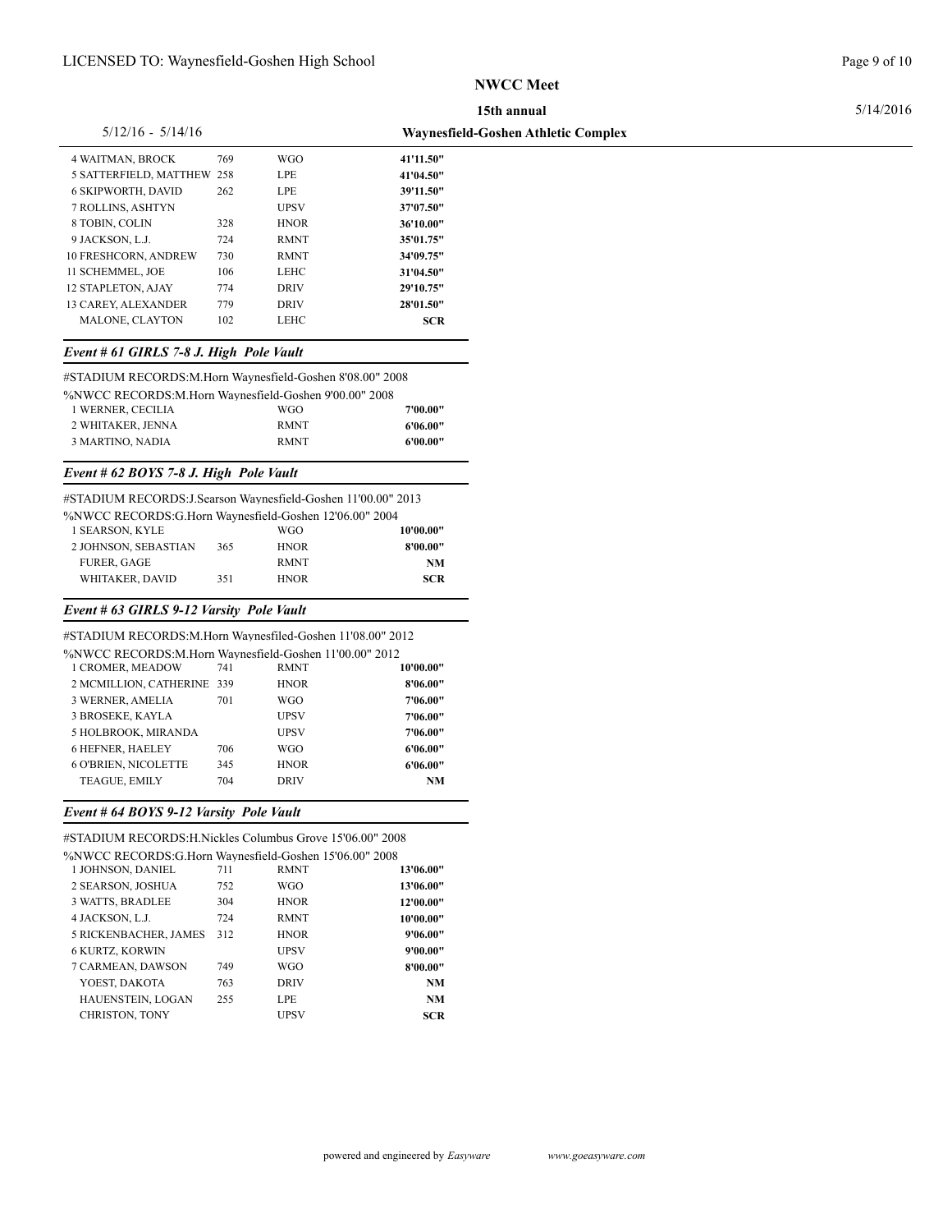| Place/Name | # | Team | Mark |
|---|---|---|---|
| 4 WAITMAN, BROCK | 769 | WGO | **41'11.50"** |
| 5 SATTERFIELD, MATTHEW | 258 | LPE | **41'04.50"** |
| 6 SKIPWORTH, DAVID | 262 | LPE | **39'11.50"** |
| 7 ROLLINS, ASHTYN | | UPSV | **37'07.50"** |
| 8 TOBIN, COLIN | 328 | HNOR | **36'10.00"** |
| 9 JACKSON, L.J. | 724 | RMNT | **35'01.75"** |
| 10 FRESHCORN, ANDREW | 730 | RMNT | **34'09.75"** |
| 11 SCHEMMEL, JOE | 106 | LEHC | **31'04.50"** |
| 12 STAPLETON, AJAY | 774 | DRIV | **29'10.75"** |
| 13 CAREY, ALEXANDER | 779 | DRIV | **28'01.50"** |
| MALONE, CLAYTON | 102 | LEHC | **SCR** |

### *Event # 61 GIRLS 7-8 J. High Pole Vault*

#STADIUM RECORDS:M.Horn Waynesfield-Goshen 8'08.00" 2008

%NWCC RECORDS:M.Horn Waynesfield-Goshen 9'00.00" 2008

| Place/Name | # | Team | Mark |
|---|---|---|---|
| 1 WERNER, CECILIA | | WGO | **7'00.00"** |
| 2 WHITAKER, JENNA | | RMNT | **6'06.00"** |
| 3 MARTINO, NADIA | | RMNT | **6'00.00"** |

### *Event # 62 BOYS 7-8 J. High Pole Vault*

#STADIUM RECORDS:J.Searson Waynesfield-Goshen 11'00.00" 2013

%NWCC RECORDS:G.Horn Waynesfield-Goshen 12'06.00" 2004

| Place/Name | # | Team | Mark |
|---|---|---|---|
| 1 SEARSON, KYLE | | WGO | **10'00.00"** |
| 2 JOHNSON, SEBASTIAN | 365 | HNOR | **8'00.00"** |
| FURER, GAGE | | RMNT | **NM** |
| WHITAKER, DAVID | 351 | HNOR | **SCR** |

### *Event # 63 GIRLS 9-12 Varsity Pole Vault*

#STADIUM RECORDS:M.Horn Waynesfiled-Goshen 11'08.00" 2012

%NWCC RECORDS:M.Horn Waynesfield-Goshen 11'00.00" 2012

| Place/Name | # | Team | Mark |
|---|---|---|---|
| 1 CROMER, MEADOW | 741 | RMNT | **10'00.00"** |
| 2 MCMILLION, CATHERINE | 339 | HNOR | **8'06.00"** |
| 3 WERNER, AMELIA | 701 | WGO | **7'06.00"** |
| 3 BROSEKE, KAYLA | | UPSV | **7'06.00"** |
| 5 HOLBROOK, MIRANDA | | UPSV | **7'06.00"** |
| 6 HEFNER, HAELEY | 706 | WGO | **6'06.00"** |
| 6 O'BRIEN, NICOLETTE | 345 | HNOR | **6'06.00"** |
| TEAGUE, EMILY | 704 | DRIV | **NM** |

### *Event # 64 BOYS 9-12 Varsity Pole Vault*

#STADIUM RECORDS:H.Nickles Columbus Grove 15'06.00" 2008

%NWCC RECORDS:G.Horn Waynesfield-Goshen 15'06.00" 2008

| Place/Name | # | Team | Mark |
|---|---|---|---|
| 1 JOHNSON, DANIEL | 711 | RMNT | **13'06.00"** |
| 2 SEARSON, JOSHUA | 752 | WGO | **13'06.00"** |
| 3 WATTS, BRADLEE | 304 | HNOR | **12'00.00"** |
| 4 JACKSON, L.J. | 724 | RMNT | **10'00.00"** |
| 5 RICKENBACHER, JAMES | 312 | HNOR | **9'06.00"** |
| 6 KURTZ, KORWIN | | UPSV | **9'00.00"** |
| 7 CARMEAN, DAWSON | 749 | WGO | **8'00.00"** |
| YOEST, DAKOTA | 763 | DRIV | **NM** |
| HAUENSTEIN, LOGAN | 255 | LPE | **NM** |
| CHRISTON, TONY | | UPSV | **SCR** |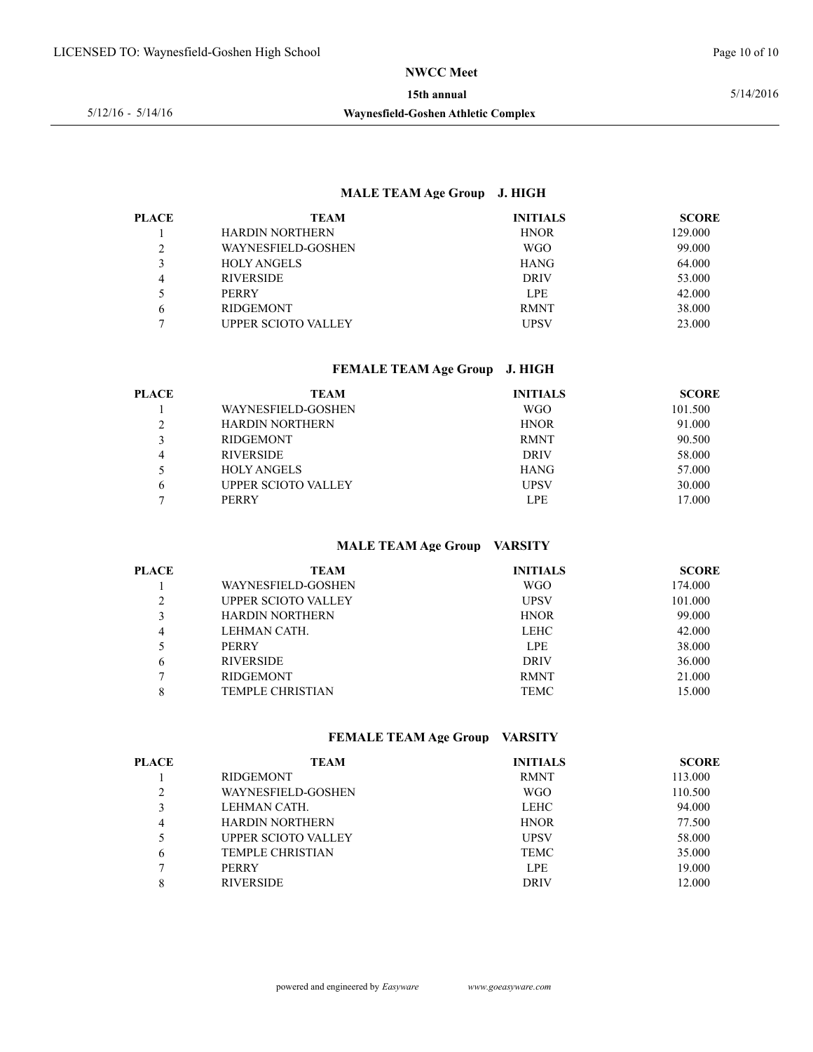### MALE TEAM Age Group J. HIGH

| PLACE | TEAM | INITIALS | SCORE |
|---|---|---|---|
| 1 | HARDIN NORTHERN | HNOR | 129.000 |
| 2 | WAYNESFIELD-GOSHEN | WGO | 99.000 |
| 3 | HOLY ANGELS | HANG | 64.000 |
| 4 | RIVERSIDE | DRIV | 53.000 |
| 5 | PERRY | LPE | 42.000 |
| 6 | RIDGEMONT | RMNT | 38.000 |
| 7 | UPPER SCIOTO VALLEY | UPSV | 23.000 |

### FEMALE TEAM Age Group J. HIGH

| PLACE | TEAM | INITIALS | SCORE |
|---|---|---|---|
| 1 | WAYNESFIELD-GOSHEN | WGO | 101.500 |
| 2 | HARDIN NORTHERN | HNOR | 91.000 |
| 3 | RIDGEMONT | RMNT | 90.500 |
| 4 | RIVERSIDE | DRIV | 58.000 |
| 5 | HOLY ANGELS | HANG | 57.000 |
| 6 | UPPER SCIOTO VALLEY | UPSV | 30.000 |
| 7 | PERRY | LPE | 17.000 |

### MALE TEAM Age Group VARSITY

| PLACE | TEAM | INITIALS | SCORE |
|---|---|---|---|
| 1 | WAYNESFIELD-GOSHEN | WGO | 174.000 |
| 2 | UPPER SCIOTO VALLEY | UPSV | 101.000 |
| 3 | HARDIN NORTHERN | HNOR | 99.000 |
| 4 | LEHMAN CATH. | LEHC | 42.000 |
| 5 | PERRY | LPE | 38.000 |
| 6 | RIVERSIDE | DRIV | 36.000 |
| 7 | RIDGEMONT | RMNT | 21.000 |
| 8 | TEMPLE CHRISTIAN | TEMC | 15.000 |

### FEMALE TEAM Age Group VARSITY

| PLACE | TEAM | INITIALS | SCORE |
|---|---|---|---|
| 1 | RIDGEMONT | RMNT | 113.000 |
| 2 | WAYNESFIELD-GOSHEN | WGO | 110.500 |
| 3 | LEHMAN CATH. | LEHC | 94.000 |
| 4 | HARDIN NORTHERN | HNOR | 77.500 |
| 5 | UPPER SCIOTO VALLEY | UPSV | 58.000 |
| 6 | TEMPLE CHRISTIAN | TEMC | 35.000 |
| 7 | PERRY | LPE | 19.000 |
| 8 | RIVERSIDE | DRIV | 12.000 |